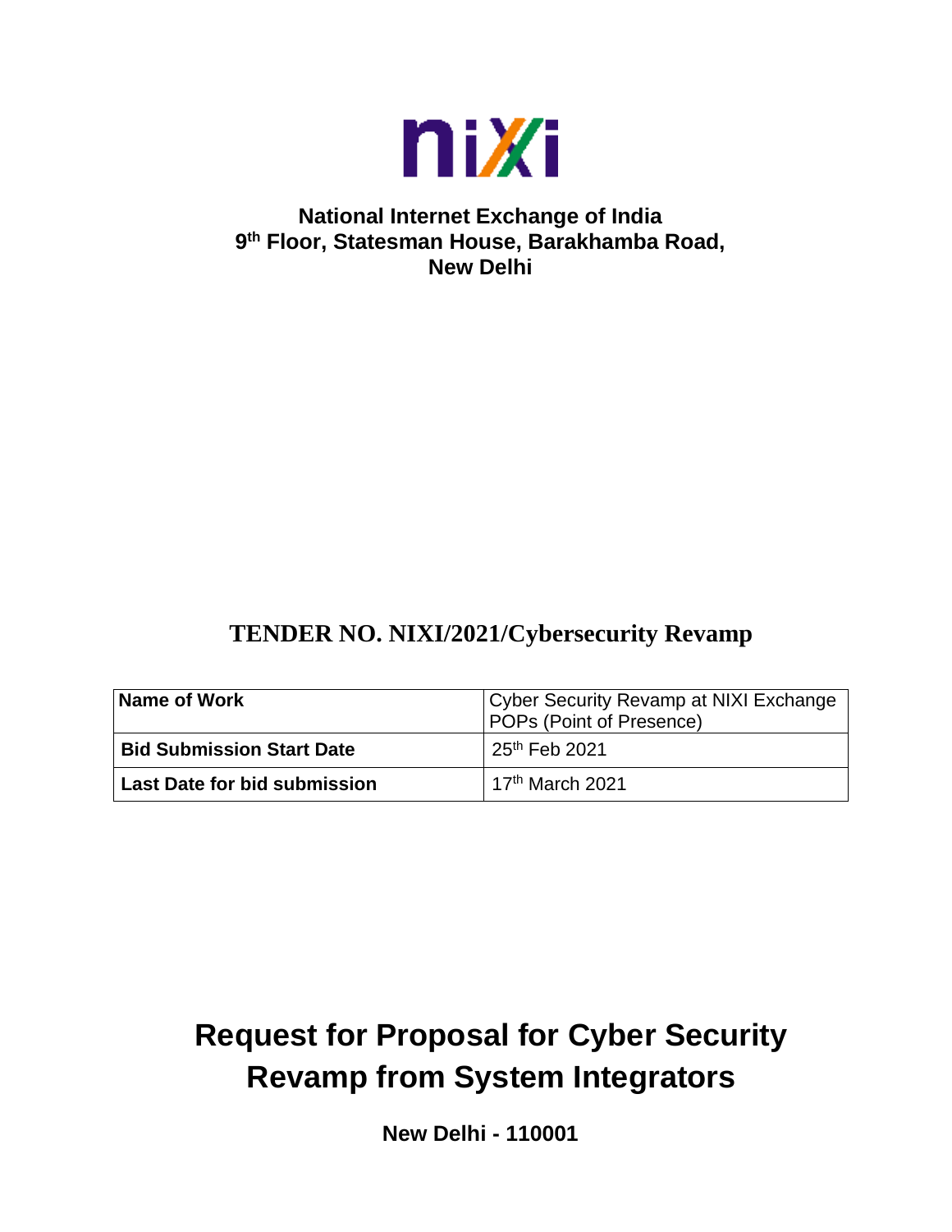**National Internet Exchange of India**
**9th Floor, Statesman House, Barakhamba Road,**
**New Delhi**

## TENDER NO. NIXI/2021/Cybersecurity Revamp

| **Name of Work** | Cyber Security Revamp at NIXI Exchange POPs (Point of Presence) |
|---|---|
| **Bid Submission Start Date** | 25th Feb 2021 |
| **Last Date for bid submission** | 17th March 2021 |

# Request for Proposal for Cyber Security Revamp from System Integrators

**New Delhi - 110001**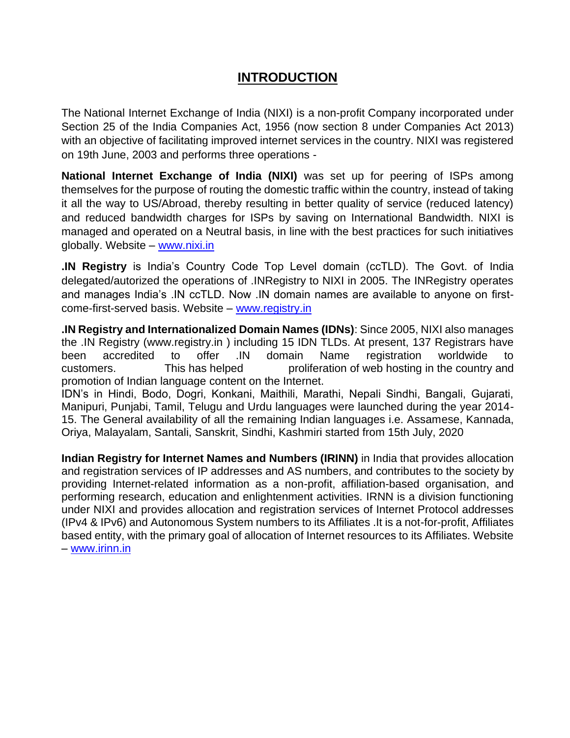# INTRODUCTION

The National Internet Exchange of India (NIXI) is a non-profit Company incorporated under Section 25 of the India Companies Act, 1956 (now section 8 under Companies Act 2013) with an objective of facilitating improved internet services in the country. NIXI was registered on 19th June, 2003 and performs three operations -

**National Internet Exchange of India (NIXI)** was set up for peering of ISPs among themselves for the purpose of routing the domestic traffic within the country, instead of taking it all the way to US/Abroad, thereby resulting in better quality of service (reduced latency) and reduced bandwidth charges for ISPs by saving on International Bandwidth. NIXI is managed and operated on a Neutral basis, in line with the best practices for such initiatives globally. Website – www.nixi.in

**.IN Registry** is India's Country Code Top Level domain (ccTLD). The Govt. of India delegated/autorized the operations of .INRegistry to NIXI in 2005. The INRegistry operates and manages India's .IN ccTLD. Now .IN domain names are available to anyone on first-come-first-served basis. Website – www.registry.in

**.IN Registry and Internationalized Domain Names (IDNs)**: Since 2005, NIXI also manages the .IN Registry (www.registry.in ) including 15 IDN TLDs. At present, 137 Registrars have been accredited to offer .IN domain Name registration worldwide to customers. This has helped proliferation of web hosting in the country and promotion of Indian language content on the Internet.
IDN's in Hindi, Bodo, Dogri, Konkani, Maithili, Marathi, Nepali Sindhi, Bangali, Gujarati, Manipuri, Punjabi, Tamil, Telugu and Urdu languages were launched during the year 2014-15. The General availability of all the remaining Indian languages i.e. Assamese, Kannada, Oriya, Malayalam, Santali, Sanskrit, Sindhi, Kashmiri started from 15th July, 2020

**Indian Registry for Internet Names and Numbers (IRINN)** in India that provides allocation and registration services of IP addresses and AS numbers, and contributes to the society by providing Internet-related information as a non-profit, affiliation-based organisation, and performing research, education and enlightenment activities. IRNN is a division functioning under NIXI and provides allocation and registration services of Internet Protocol addresses (IPv4 & IPv6) and Autonomous System numbers to its Affiliates .It is a not-for-profit, Affiliates based entity, with the primary goal of allocation of Internet resources to its Affiliates. Website – www.irinn.in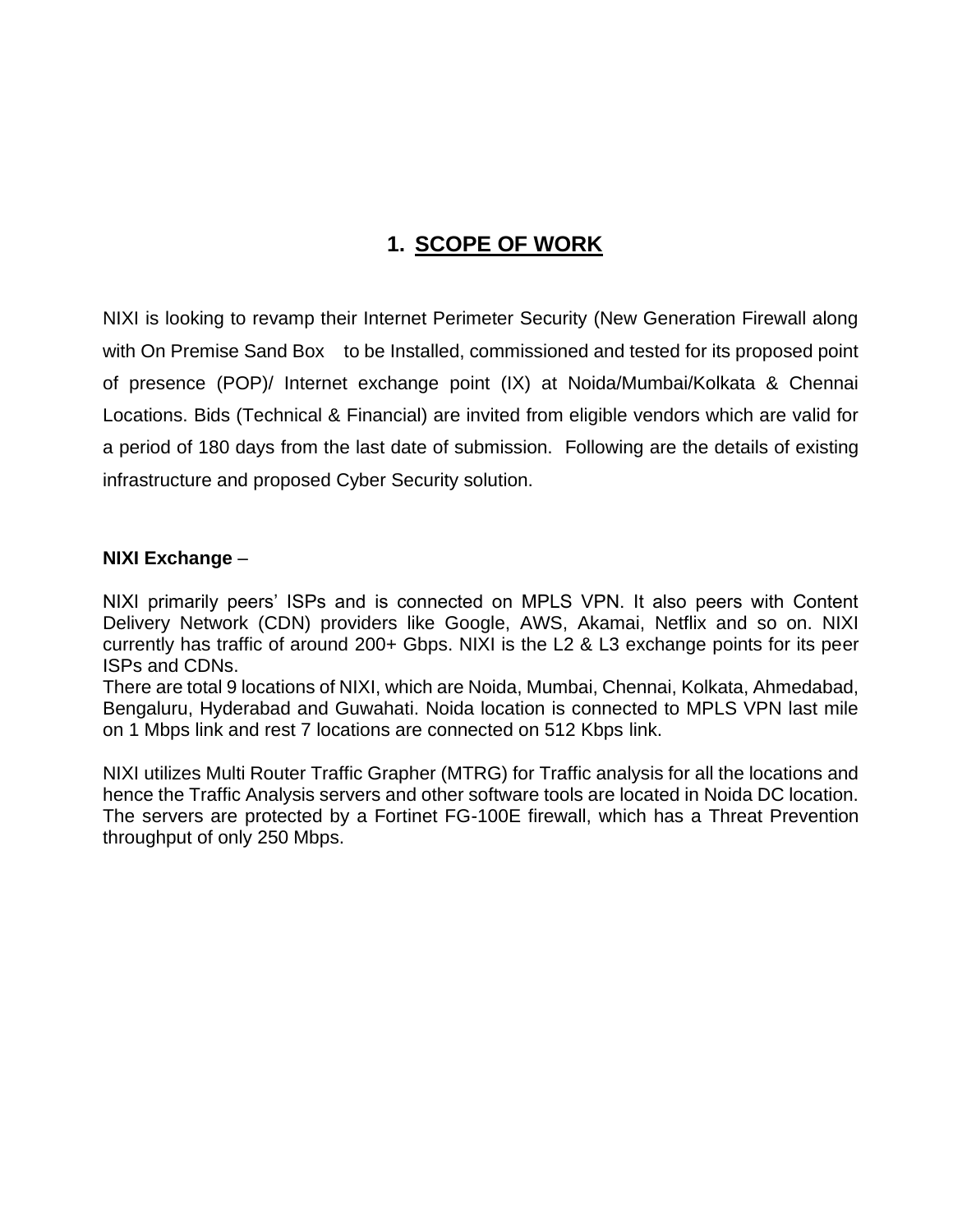# 1. SCOPE OF WORK

NIXI is looking to revamp their Internet Perimeter Security (New Generation Firewall along with On Premise Sand Box to be Installed, commissioned and tested for its proposed point of presence (POP)/ Internet exchange point (IX) at Noida/Mumbai/Kolkata & Chennai Locations. Bids (Technical & Financial) are invited from eligible vendors which are valid for a period of 180 days from the last date of submission. Following are the details of existing infrastructure and proposed Cyber Security solution.

**NIXI Exchange** –

NIXI primarily peers' ISPs and is connected on MPLS VPN. It also peers with Content Delivery Network (CDN) providers like Google, AWS, Akamai, Netflix and so on. NIXI currently has traffic of around 200+ Gbps. NIXI is the L2 & L3 exchange points for its peer ISPs and CDNs.
There are total 9 locations of NIXI, which are Noida, Mumbai, Chennai, Kolkata, Ahmedabad, Bengaluru, Hyderabad and Guwahati. Noida location is connected to MPLS VPN last mile on 1 Mbps link and rest 7 locations are connected on 512 Kbps link.

NIXI utilizes Multi Router Traffic Grapher (MTRG) for Traffic analysis for all the locations and hence the Traffic Analysis servers and other software tools are located in Noida DC location. The servers are protected by a Fortinet FG-100E firewall, which has a Threat Prevention throughput of only 250 Mbps.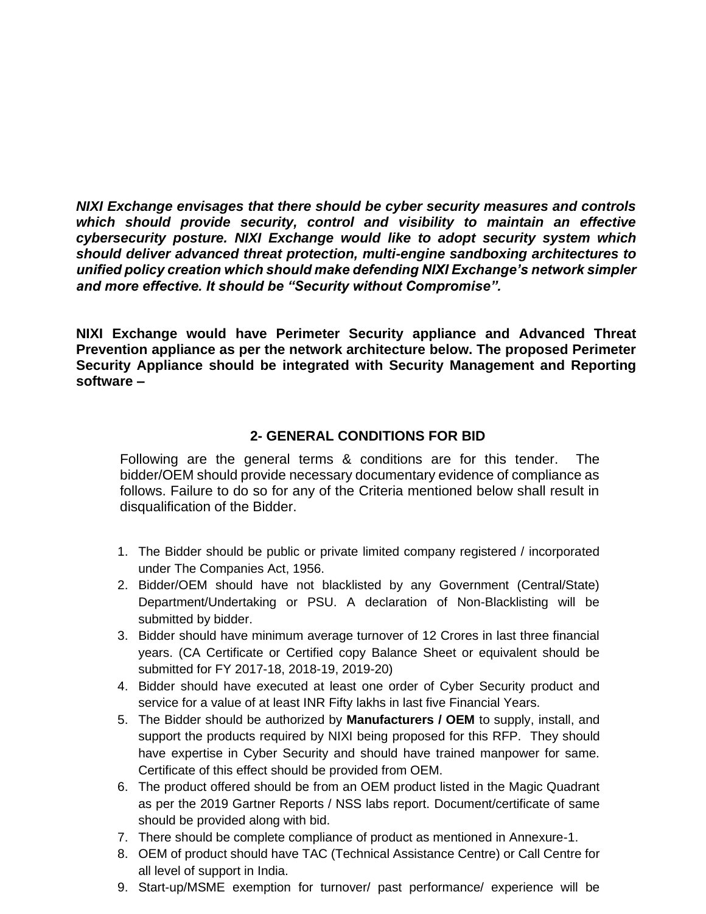***NIXI Exchange envisages that there should be cyber security measures and controls which should provide security, control and visibility to maintain an effective cybersecurity posture. NIXI Exchange would like to adopt security system which should deliver advanced threat protection, multi-engine sandboxing architectures to unified policy creation which should make defending NIXI Exchange's network simpler and more effective. It should be "Security without Compromise".***

**NIXI Exchange would have Perimeter Security appliance and Advanced Threat Prevention appliance as per the network architecture below. The proposed Perimeter Security Appliance should be integrated with Security Management and Reporting software –**

## 2- GENERAL CONDITIONS FOR BID

Following are the general terms & conditions are for this tender. The bidder/OEM should provide necessary documentary evidence of compliance as follows. Failure to do so for any of the Criteria mentioned below shall result in disqualification of the Bidder.

1. The Bidder should be public or private limited company registered / incorporated under The Companies Act, 1956.
2. Bidder/OEM should have not blacklisted by any Government (Central/State) Department/Undertaking or PSU. A declaration of Non-Blacklisting will be submitted by bidder.
3. Bidder should have minimum average turnover of 12 Crores in last three financial years. (CA Certificate or Certified copy Balance Sheet or equivalent should be submitted for FY 2017-18, 2018-19, 2019-20)
4. Bidder should have executed at least one order of Cyber Security product and service for a value of at least INR Fifty lakhs in last five Financial Years.
5. The Bidder should be authorized by **Manufacturers / OEM** to supply, install, and support the products required by NIXI being proposed for this RFP. They should have expertise in Cyber Security and should have trained manpower for same. Certificate of this effect should be provided from OEM.
6. The product offered should be from an OEM product listed in the Magic Quadrant as per the 2019 Gartner Reports / NSS labs report. Document/certificate of same should be provided along with bid.
7. There should be complete compliance of product as mentioned in Annexure-1.
8. OEM of product should have TAC (Technical Assistance Centre) or Call Centre for all level of support in India.
9. Start-up/MSME exemption for turnover/ past performance/ experience will be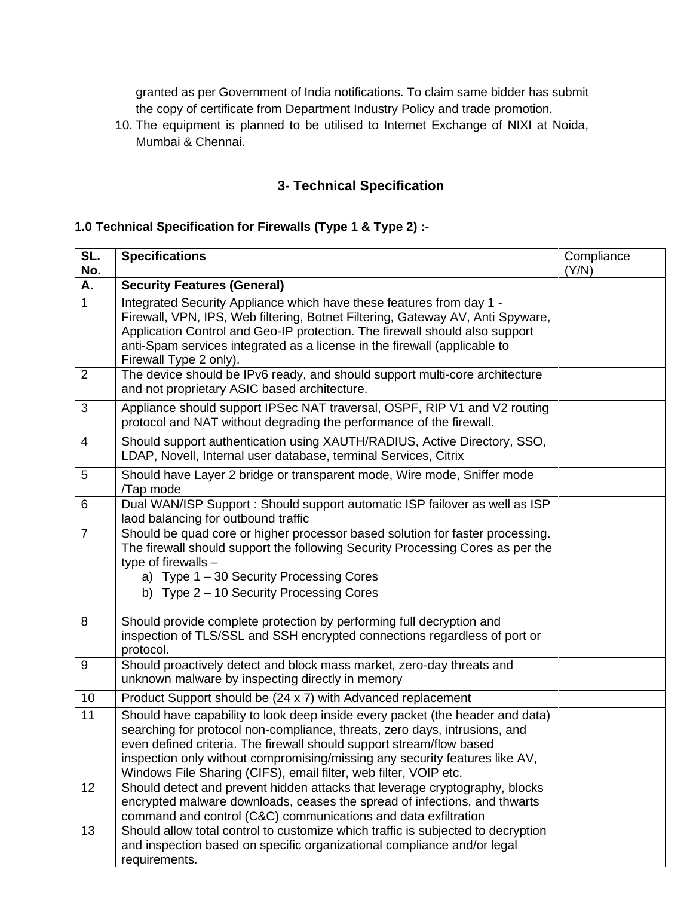granted as per Government of India notifications. To claim same bidder has submit the copy of certificate from Department Industry Policy and trade promotion.

10. The equipment is planned to be utilised to Internet Exchange of NIXI at Noida, Mumbai & Chennai.

## 3- Technical Specification

### 1.0 Technical Specification for Firewalls (Type 1 & Type 2) :-

| SL. No. | Specifications | Compliance (Y/N) |
|---|---|---|
| **A.** | **Security Features (General)** | |
| 1 | Integrated Security Appliance which have these features from day 1 - Firewall, VPN, IPS, Web filtering, Botnet Filtering, Gateway AV, Anti Spyware, Application Control and Geo-IP protection. The firewall should also support anti-Spam services integrated as a license in the firewall (applicable to Firewall Type 2 only). | |
| 2 | The device should be IPv6 ready, and should support multi-core architecture and not proprietary ASIC based architecture. | |
| 3 | Appliance should support IPSec NAT traversal, OSPF, RIP V1 and V2 routing protocol and NAT without degrading the performance of the firewall. | |
| 4 | Should support authentication using XAUTH/RADIUS, Active Directory, SSO, LDAP, Novell, Internal user database, terminal Services, Citrix | |
| 5 | Should have Layer 2 bridge or transparent mode, Wire mode, Sniffer mode /Tap mode | |
| 6 | Dual WAN/ISP Support : Should support automatic ISP failover as well as ISP laod balancing for outbound traffic | |
| 7 | Should be quad core or higher processor based solution for faster processing. The firewall should support the following Security Processing Cores as per the type of firewalls – <br>a) Type 1 – 30 Security Processing Cores <br>b) Type 2 – 10 Security Processing Cores | |
| 8 | Should provide complete protection by performing full decryption and inspection of TLS/SSL and SSH encrypted connections regardless of port or protocol. | |
| 9 | Should proactively detect and block mass market, zero-day threats and unknown malware by inspecting directly in memory | |
| 10 | Product Support should be (24 x 7) with Advanced replacement | |
| 11 | Should have capability to look deep inside every packet (the header and data) searching for protocol non-compliance, threats, zero days, intrusions, and even defined criteria. The firewall should support stream/flow based inspection only without compromising/missing any security features like AV, Windows File Sharing (CIFS), email filter, web filter, VOIP etc. | |
| 12 | Should detect and prevent hidden attacks that leverage cryptography, blocks encrypted malware downloads, ceases the spread of infections, and thwarts command and control (C&C) communications and data exfiltration | |
| 13 | Should allow total control to customize which traffic is subjected to decryption and inspection based on specific organizational compliance and/or legal requirements. | |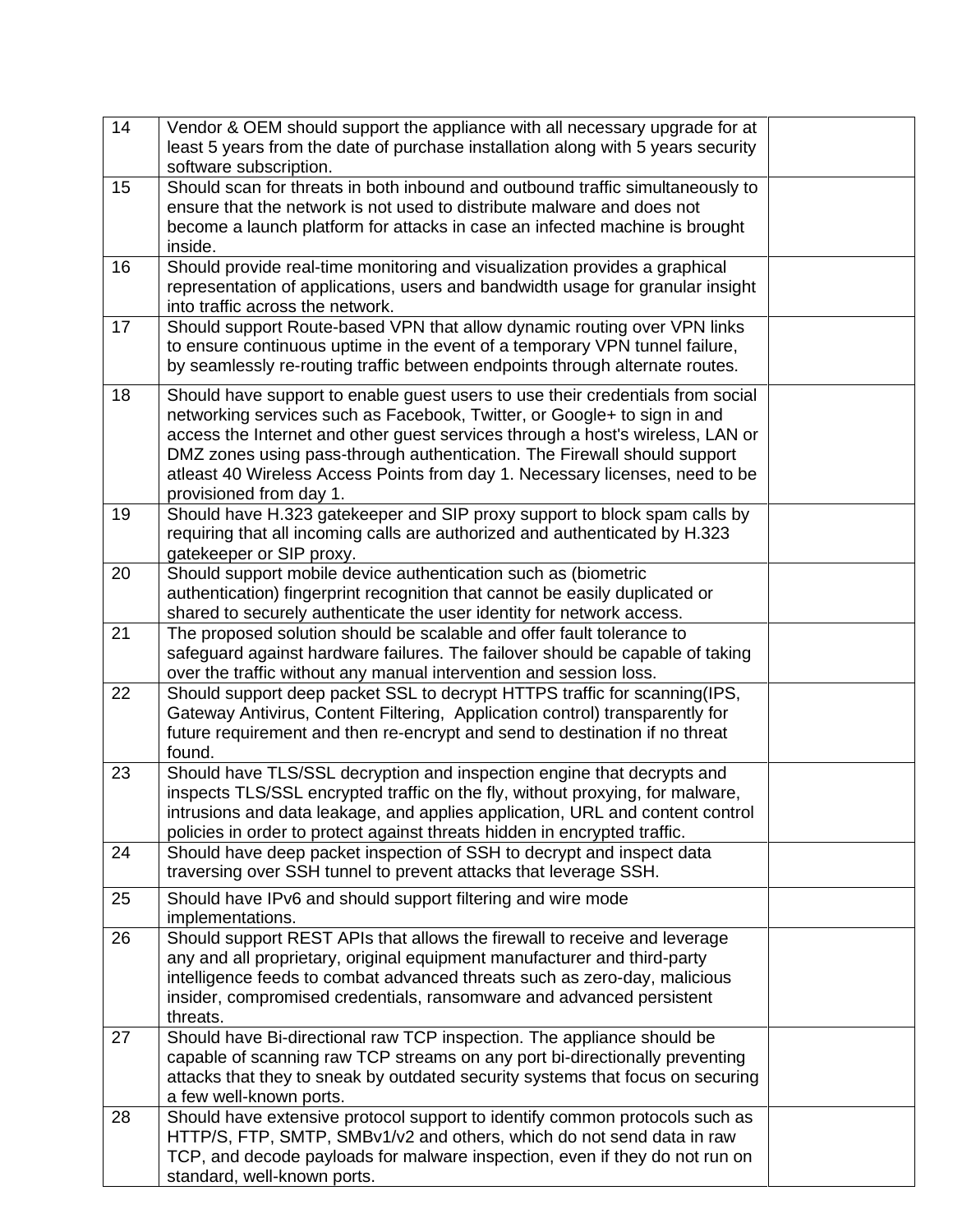| | | |
|---|---|---|
| 14 | Vendor & OEM should support the appliance with all necessary upgrade for at least 5 years from the date of purchase installation along with 5 years security software subscription. | |
| 15 | Should scan for threats in both inbound and outbound traffic simultaneously to ensure that the network is not used to distribute malware and does not become a launch platform for attacks in case an infected machine is brought inside. | |
| 16 | Should provide real-time monitoring and visualization provides a graphical representation of applications, users and bandwidth usage for granular insight into traffic across the network. | |
| 17 | Should support Route-based VPN that allow dynamic routing over VPN links to ensure continuous uptime in the event of a temporary VPN tunnel failure, by seamlessly re-routing traffic between endpoints through alternate routes. | |
| 18 | Should have support to enable guest users to use their credentials from social networking services such as Facebook, Twitter, or Google+ to sign in and access the Internet and other guest services through a host's wireless, LAN or DMZ zones using pass-through authentication. The Firewall should support atleast 40 Wireless Access Points from day 1. Necessary licenses, need to be provisioned from day 1. | |
| 19 | Should have H.323 gatekeeper and SIP proxy support to block spam calls by requiring that all incoming calls are authorized and authenticated by H.323 gatekeeper or SIP proxy. | |
| 20 | Should support mobile device authentication such as (biometric authentication) fingerprint recognition that cannot be easily duplicated or shared to securely authenticate the user identity for network access. | |
| 21 | The proposed solution should be scalable and offer fault tolerance to safeguard against hardware failures. The failover should be capable of taking over the traffic without any manual intervention and session loss. | |
| 22 | Should support deep packet SSL to decrypt HTTPS traffic for scanning(IPS, Gateway Antivirus, Content Filtering, Application control) transparently for future requirement and then re-encrypt and send to destination if no threat found. | |
| 23 | Should have TLS/SSL decryption and inspection engine that decrypts and inspects TLS/SSL encrypted traffic on the fly, without proxying, for malware, intrusions and data leakage, and applies application, URL and content control policies in order to protect against threats hidden in encrypted traffic. | |
| 24 | Should have deep packet inspection of SSH to decrypt and inspect data traversing over SSH tunnel to prevent attacks that leverage SSH. | |
| 25 | Should have IPv6 and should support filtering and wire mode implementations. | |
| 26 | Should support REST APIs that allows the firewall to receive and leverage any and all proprietary, original equipment manufacturer and third-party intelligence feeds to combat advanced threats such as zero-day, malicious insider, compromised credentials, ransomware and advanced persistent threats. | |
| 27 | Should have Bi-directional raw TCP inspection. The appliance should be capable of scanning raw TCP streams on any port bi-directionally preventing attacks that they to sneak by outdated security systems that focus on securing a few well-known ports. | |
| 28 | Should have extensive protocol support to identify common protocols such as HTTP/S, FTP, SMTP, SMBv1/v2 and others, which do not send data in raw TCP, and decode payloads for malware inspection, even if they do not run on standard, well-known ports. | |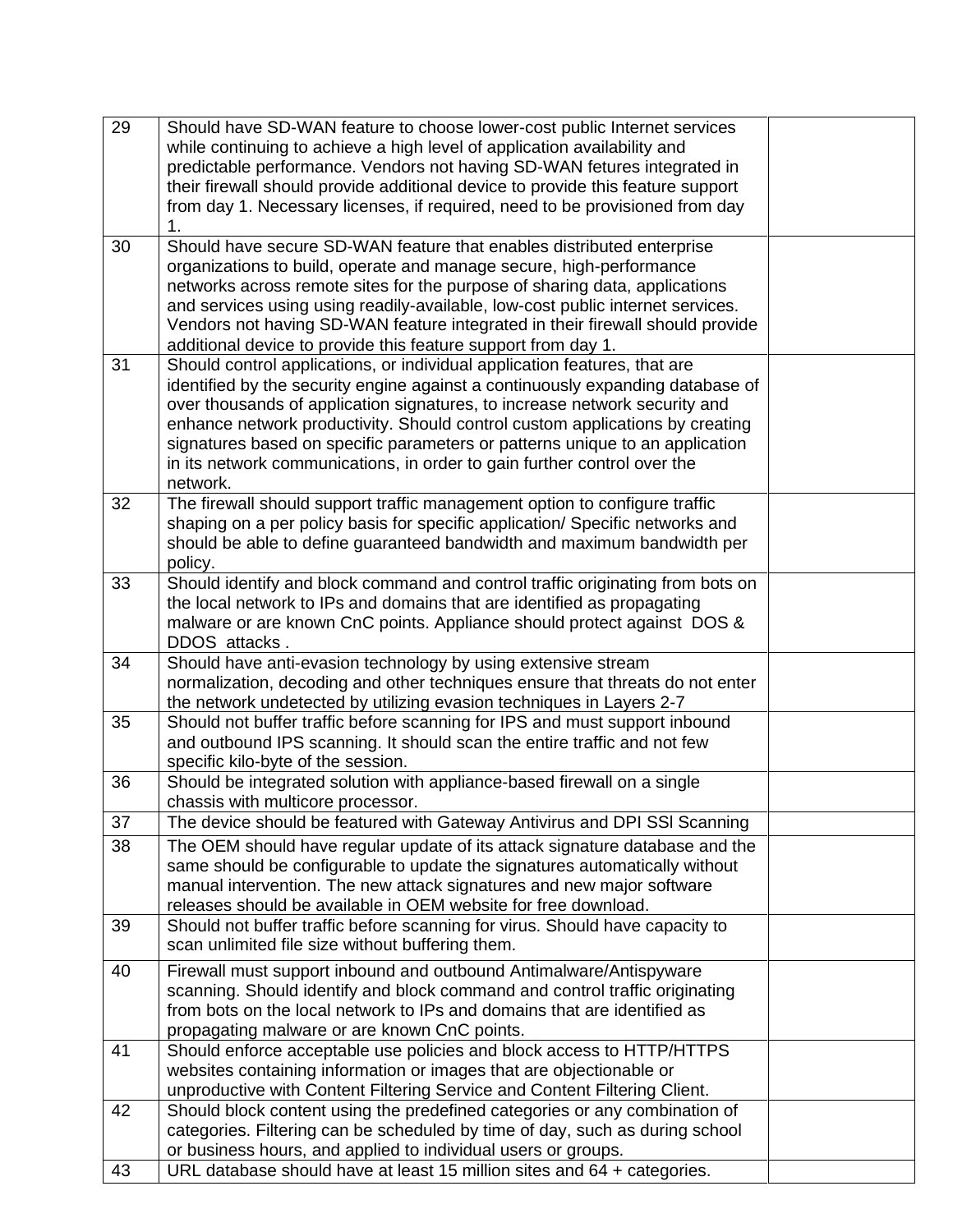| | | |
|---|---|---|
| 29 | Should have SD-WAN feature to choose lower-cost public Internet services while continuing to achieve a high level of application availability and predictable performance. Vendors not having SD-WAN fetures integrated in their firewall should provide additional device to provide this feature support from day 1. Necessary licenses, if required, need to be provisioned from day 1. | |
| 30 | Should have secure SD-WAN feature that enables distributed enterprise organizations to build, operate and manage secure, high-performance networks across remote sites for the purpose of sharing data, applications and services using using readily-available, low-cost public internet services. Vendors not having SD-WAN feature integrated in their firewall should provide additional device to provide this feature support from day 1. | |
| 31 | Should control applications, or individual application features, that are identified by the security engine against a continuously expanding database of over thousands of application signatures, to increase network security and enhance network productivity. Should control custom applications by creating signatures based on specific parameters or patterns unique to an application in its network communications, in order to gain further control over the network. | |
| 32 | The firewall should support traffic management option to configure traffic shaping on a per policy basis for specific application/ Specific networks and should be able to define guaranteed bandwidth and maximum bandwidth per policy. | |
| 33 | Should identify and block command and control traffic originating from bots on the local network to IPs and domains that are identified as propagating malware or are known CnC points. Appliance should protect against DOS & DDOS attacks . | |
| 34 | Should have anti-evasion technology by using extensive stream normalization, decoding and other techniques ensure that threats do not enter the network undetected by utilizing evasion techniques in Layers 2-7 | |
| 35 | Should not buffer traffic before scanning for IPS and must support inbound and outbound IPS scanning. It should scan the entire traffic and not few specific kilo-byte of the session. | |
| 36 | Should be integrated solution with appliance-based firewall on a single chassis with multicore processor. | |
| 37 | The device should be featured with Gateway Antivirus and DPI SSl Scanning | |
| 38 | The OEM should have regular update of its attack signature database and the same should be configurable to update the signatures automatically without manual intervention. The new attack signatures and new major software releases should be available in OEM website for free download. | |
| 39 | Should not buffer traffic before scanning for virus. Should have capacity to scan unlimited file size without buffering them. | |
| 40 | Firewall must support inbound and outbound Antimalware/Antispyware scanning. Should identify and block command and control traffic originating from bots on the local network to IPs and domains that are identified as propagating malware or are known CnC points. | |
| 41 | Should enforce acceptable use policies and block access to HTTP/HTTPS websites containing information or images that are objectionable or unproductive with Content Filtering Service and Content Filtering Client. | |
| 42 | Should block content using the predefined categories or any combination of categories. Filtering can be scheduled by time of day, such as during school or business hours, and applied to individual users or groups. | |
| 43 | URL database should have at least 15 million sites and 64 + categories. | |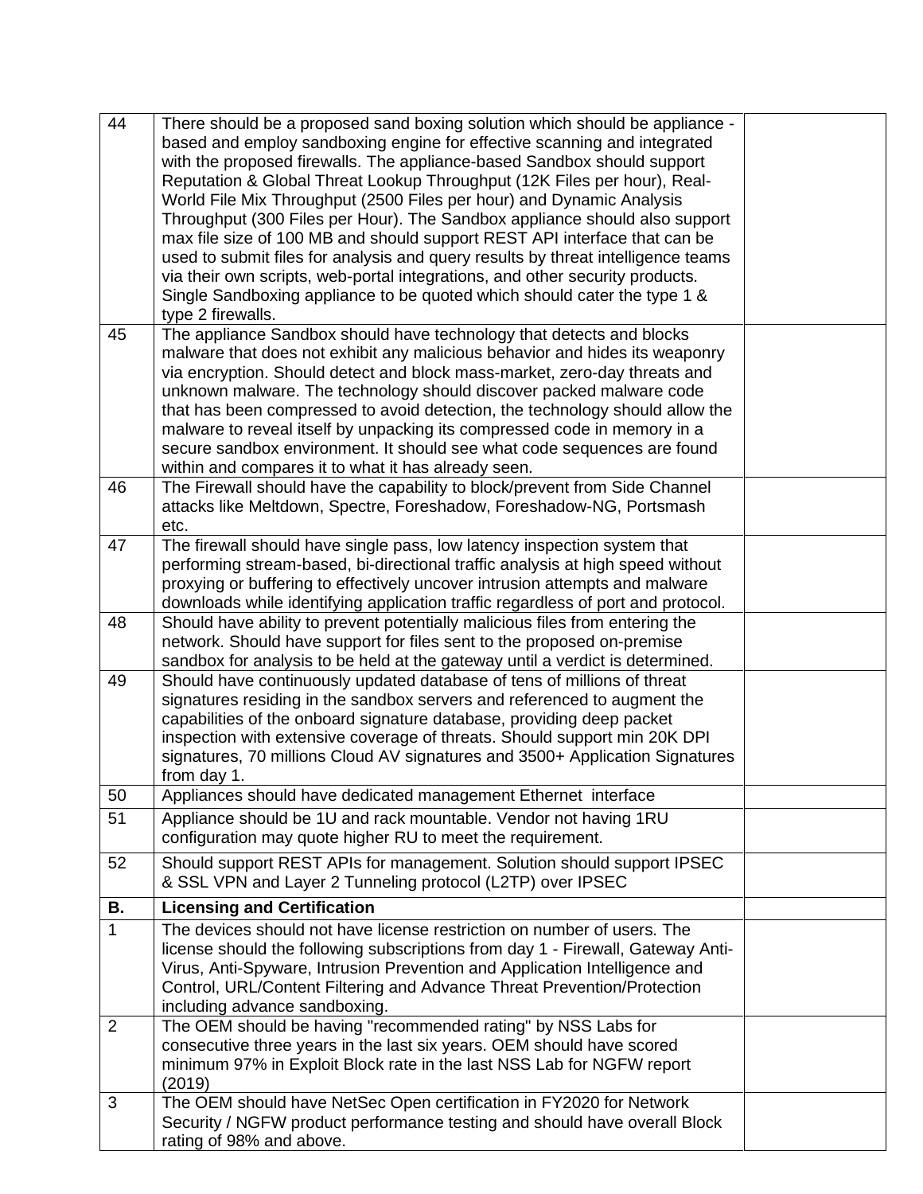| | | |
|---|---|---|
| 44 | There should be a proposed sand boxing solution which should be appliance - based and employ sandboxing engine for effective scanning and integrated with the proposed firewalls. The appliance-based Sandbox should support Reputation & Global Threat Lookup Throughput (12K Files per hour), Real-World File Mix Throughput (2500 Files per hour) and Dynamic Analysis Throughput (300 Files per Hour). The Sandbox appliance should also support max file size of 100 MB and should support REST API interface that can be used to submit files for analysis and query results by threat intelligence teams via their own scripts, web-portal integrations, and other security products. Single Sandboxing appliance to be quoted which should cater the type 1 & type 2 firewalls. | |
| 45 | The appliance Sandbox should have technology that detects and blocks malware that does not exhibit any malicious behavior and hides its weaponry via encryption. Should detect and block mass-market, zero-day threats and unknown malware. The technology should discover packed malware code that has been compressed to avoid detection, the technology should allow the malware to reveal itself by unpacking its compressed code in memory in a secure sandbox environment. It should see what code sequences are found within and compares it to what it has already seen. | |
| 46 | The Firewall should have the capability to block/prevent from Side Channel attacks like Meltdown, Spectre, Foreshadow, Foreshadow-NG, Portsmash etc. | |
| 47 | The firewall should have single pass, low latency inspection system that performing stream-based, bi-directional traffic analysis at high speed without proxying or buffering to effectively uncover intrusion attempts and malware downloads while identifying application traffic regardless of port and protocol. | |
| 48 | Should have ability to prevent potentially malicious files from entering the network. Should have support for files sent to the proposed on-premise sandbox for analysis to be held at the gateway until a verdict is determined. | |
| 49 | Should have continuously updated database of tens of millions of threat signatures residing in the sandbox servers and referenced to augment the capabilities of the onboard signature database, providing deep packet inspection with extensive coverage of threats. Should support min 20K DPI signatures, 70 millions Cloud AV signatures and 3500+ Application Signatures from day 1. | |
| 50 | Appliances should have dedicated management Ethernet interface | |
| 51 | Appliance should be 1U and rack mountable. Vendor not having 1RU configuration may quote higher RU to meet the requirement. | |
| 52 | Should support REST APIs for management. Solution should support IPSEC & SSL VPN and Layer 2 Tunneling protocol (L2TP) over IPSEC | |
| **B.** | **Licensing and Certification** | |
| 1 | The devices should not have license restriction on number of users. The license should the following subscriptions from day 1 - Firewall, Gateway Anti-Virus, Anti-Spyware, Intrusion Prevention and Application Intelligence and Control, URL/Content Filtering and Advance Threat Prevention/Protection including advance sandboxing. | |
| 2 | The OEM should be having "recommended rating" by NSS Labs for consecutive three years in the last six years. OEM should have scored minimum 97% in Exploit Block rate in the last NSS Lab for NGFW report (2019) | |
| 3 | The OEM should have NetSec Open certification in FY2020 for Network Security / NGFW product performance testing and should have overall Block rating of 98% and above. | |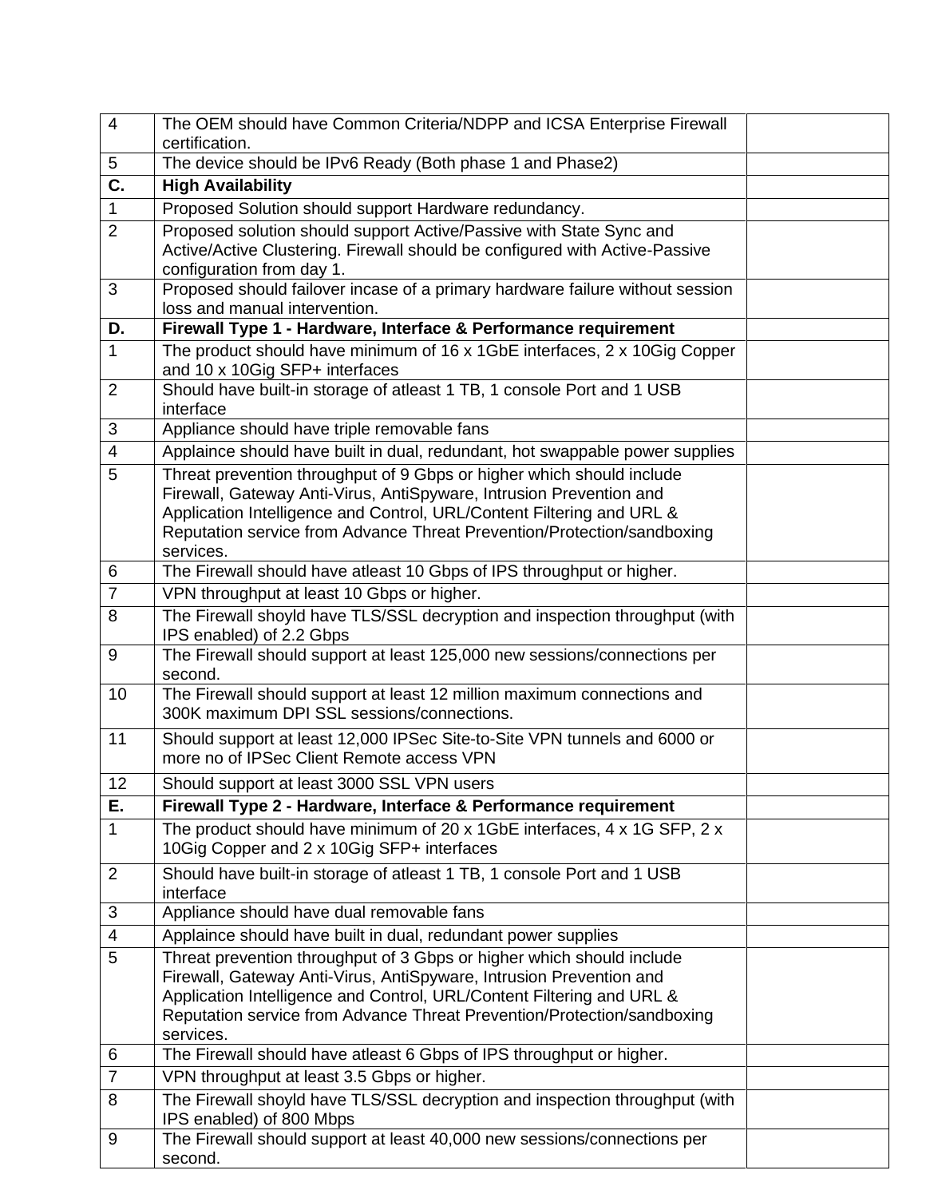| | | |
|---|---|---|
| 4 | The OEM should have Common Criteria/NDPP and ICSA Enterprise Firewall certification. | |
| 5 | The device should be IPv6 Ready (Both phase 1 and Phase2) | |
| **C.** | **High Availability** | |
| 1 | Proposed Solution should support Hardware redundancy. | |
| 2 | Proposed solution should support Active/Passive with State Sync and Active/Active Clustering. Firewall should be configured with Active-Passive configuration from day 1. | |
| 3 | Proposed should failover incase of a primary hardware failure without session loss and manual intervention. | |
| **D.** | **Firewall Type 1 - Hardware, Interface & Performance requirement** | |
| 1 | The product should have minimum of 16 x 1GbE interfaces, 2 x 10Gig Copper and 10 x 10Gig SFP+ interfaces | |
| 2 | Should have built-in storage of atleast 1 TB, 1 console Port and 1 USB interface | |
| 3 | Appliance should have triple removable fans | |
| 4 | Applaince should have built in dual, redundant, hot swappable power supplies | |
| 5 | Threat prevention throughput of 9 Gbps or higher which should include Firewall, Gateway Anti-Virus, AntiSpyware, Intrusion Prevention and Application Intelligence and Control, URL/Content Filtering and URL & Reputation service from Advance Threat Prevention/Protection/sandboxing services. | |
| 6 | The Firewall should have atleast 10 Gbps of IPS throughput or higher. | |
| 7 | VPN throughput at least 10 Gbps or higher. | |
| 8 | The Firewall shoyld have TLS/SSL decryption and inspection throughput (with IPS enabled) of 2.2 Gbps | |
| 9 | The Firewall should support at least 125,000 new sessions/connections per second. | |
| 10 | The Firewall should support at least 12 million maximum connections and 300K maximum DPI SSL sessions/connections. | |
| 11 | Should support at least 12,000 IPSec Site-to-Site VPN tunnels and 6000 or more no of IPSec Client Remote access VPN | |
| 12 | Should support at least 3000 SSL VPN users | |
| **E.** | **Firewall Type 2 - Hardware, Interface & Performance requirement** | |
| 1 | The product should have minimum of 20 x 1GbE interfaces, 4 x 1G SFP, 2 x 10Gig Copper and 2 x 10Gig SFP+ interfaces | |
| 2 | Should have built-in storage of atleast 1 TB, 1 console Port and 1 USB interface | |
| 3 | Appliance should have dual removable fans | |
| 4 | Applaince should have built in dual, redundant power supplies | |
| 5 | Threat prevention throughput of 3 Gbps or higher which should include Firewall, Gateway Anti-Virus, AntiSpyware, Intrusion Prevention and Application Intelligence and Control, URL/Content Filtering and URL & Reputation service from Advance Threat Prevention/Protection/sandboxing services. | |
| 6 | The Firewall should have atleast 6 Gbps of IPS throughput or higher. | |
| 7 | VPN throughput at least 3.5 Gbps or higher. | |
| 8 | The Firewall shoyld have TLS/SSL decryption and inspection throughput (with IPS enabled) of 800 Mbps | |
| 9 | The Firewall should support at least 40,000 new sessions/connections per second. | |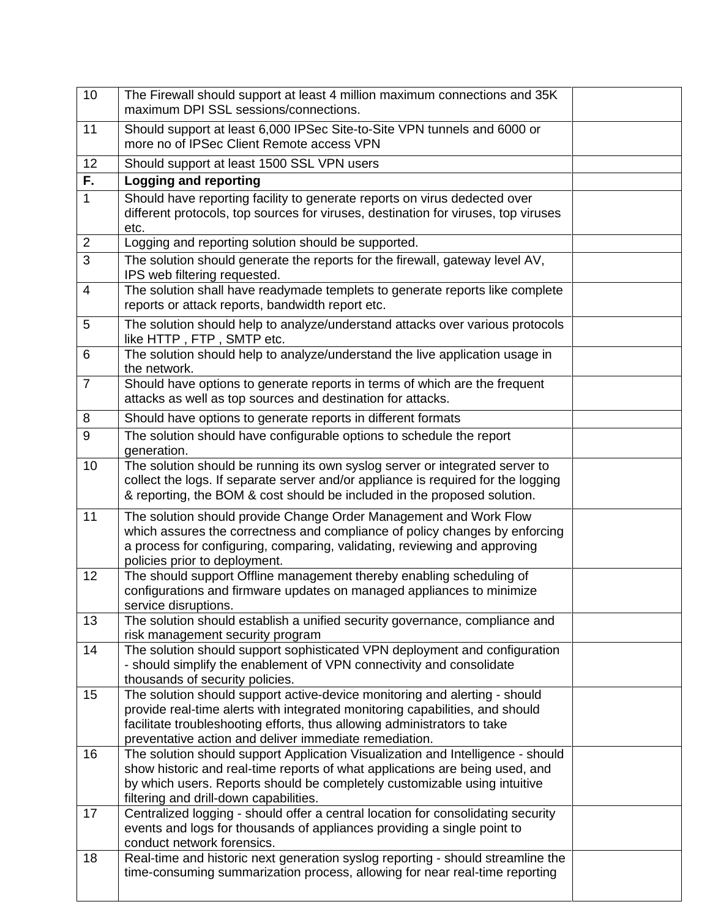| | | |
|---|---|---|
| 10 | The Firewall should support at least 4 million maximum connections and 35K maximum DPI SSL sessions/connections. | |
| 11 | Should support at least 6,000 IPSec Site-to-Site VPN tunnels and 6000 or more no of IPSec Client Remote access VPN | |
| 12 | Should support at least 1500 SSL VPN users | |
| **F.** | **Logging and reporting** | |
| 1 | Should have reporting facility to generate reports on virus dedected over different protocols, top sources for viruses, destination for viruses, top viruses etc. | |
| 2 | Logging and reporting solution should be supported. | |
| 3 | The solution should generate the reports for the firewall, gateway level AV, IPS web filtering requested. | |
| 4 | The solution shall have readymade templets to generate reports like complete reports or attack reports, bandwidth report etc. | |
| 5 | The solution should help to analyze/understand attacks over various protocols like HTTP , FTP , SMTP etc. | |
| 6 | The solution should help to analyze/understand the live application usage in the network. | |
| 7 | Should have options to generate reports in terms of which are the frequent attacks as well as top sources and destination for attacks. | |
| 8 | Should have options to generate reports in different formats | |
| 9 | The solution should have configurable options to schedule the report generation. | |
| 10 | The solution should be running its own syslog server or integrated server to collect the logs. If separate server and/or appliance is required for the logging & reporting, the BOM & cost should be included in the proposed solution. | |
| 11 | The solution should provide Change Order Management and Work Flow which assures the correctness and compliance of policy changes by enforcing a process for configuring, comparing, validating, reviewing and approving policies prior to deployment. | |
| 12 | The should support Offline management thereby enabling scheduling of configurations and firmware updates on managed appliances to minimize service disruptions. | |
| 13 | The solution should establish a unified security governance, compliance and risk management security program | |
| 14 | The solution should support sophisticated VPN deployment and configuration - should simplify the enablement of VPN connectivity and consolidate thousands of security policies. | |
| 15 | The solution should support active-device monitoring and alerting - should provide real-time alerts with integrated monitoring capabilities, and should facilitate troubleshooting efforts, thus allowing administrators to take preventative action and deliver immediate remediation. | |
| 16 | The solution should support Application Visualization and Intelligence - should show historic and real-time reports of what applications are being used, and by which users. Reports should be completely customizable using intuitive filtering and drill-down capabilities. | |
| 17 | Centralized logging - should offer a central location for consolidating security events and logs for thousands of appliances providing a single point to conduct network forensics. | |
| 18 | Real-time and historic next generation syslog reporting - should streamline the time-consuming summarization process, allowing for near real-time reporting | |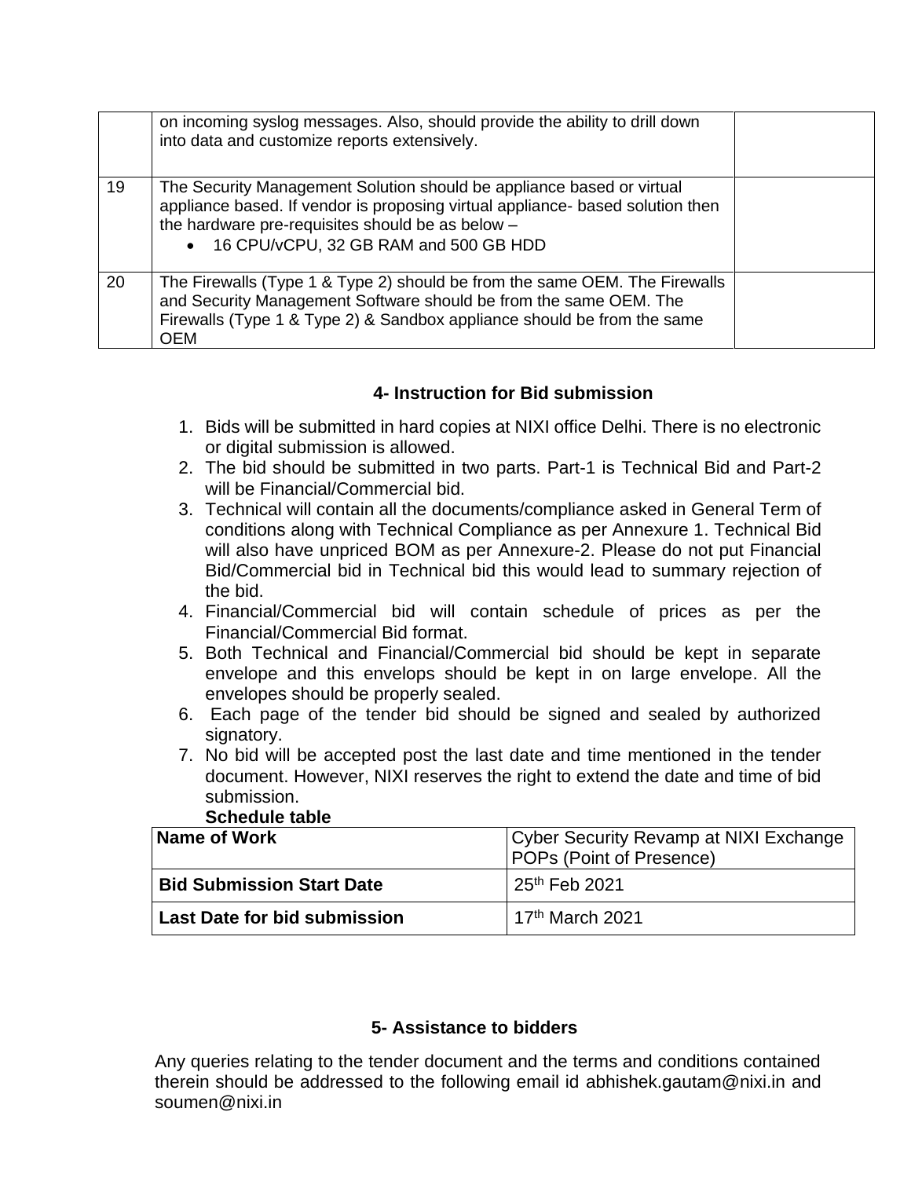|  | on incoming syslog messages. Also, should provide the ability to drill down into data and customize reports extensively. |  |
|---|---|---|
| 19 | The Security Management Solution should be appliance based or virtual appliance based. If vendor is proposing virtual appliance- based solution then the hardware pre-requisites should be as below – <br>• 16 CPU/vCPU, 32 GB RAM and 500 GB HDD |  |
| 20 | The Firewalls (Type 1 & Type 2) should be from the same OEM. The Firewalls and Security Management Software should be from the same OEM. The Firewalls (Type 1 & Type 2) & Sandbox appliance should be from the same OEM |  |

## 4- Instruction for Bid submission

1. Bids will be submitted in hard copies at NIXI office Delhi. There is no electronic or digital submission is allowed.
2. The bid should be submitted in two parts. Part-1 is Technical Bid and Part-2 will be Financial/Commercial bid.
3. Technical will contain all the documents/compliance asked in General Term of conditions along with Technical Compliance as per Annexure 1. Technical Bid will also have unpriced BOM as per Annexure-2. Please do not put Financial Bid/Commercial bid in Technical bid this would lead to summary rejection of the bid.
4. Financial/Commercial bid will contain schedule of prices as per the Financial/Commercial Bid format.
5. Both Technical and Financial/Commercial bid should be kept in separate envelope and this envelops should be kept in on large envelope. All the envelopes should be properly sealed.
6. Each page of the tender bid should be signed and sealed by authorized signatory.
7. No bid will be accepted post the last date and time mentioned in the tender document. However, NIXI reserves the right to extend the date and time of bid submission.

**Schedule table**

| **Name of Work** | Cyber Security Revamp at NIXI Exchange POPs (Point of Presence) |
|---|---|
| **Bid Submission Start Date** | 25th Feb 2021 |
| **Last Date for bid submission** | 17th March 2021 |

## 5- Assistance to bidders

Any queries relating to the tender document and the terms and conditions contained therein should be addressed to the following email id abhishek.gautam@nixi.in and soumen@nixi.in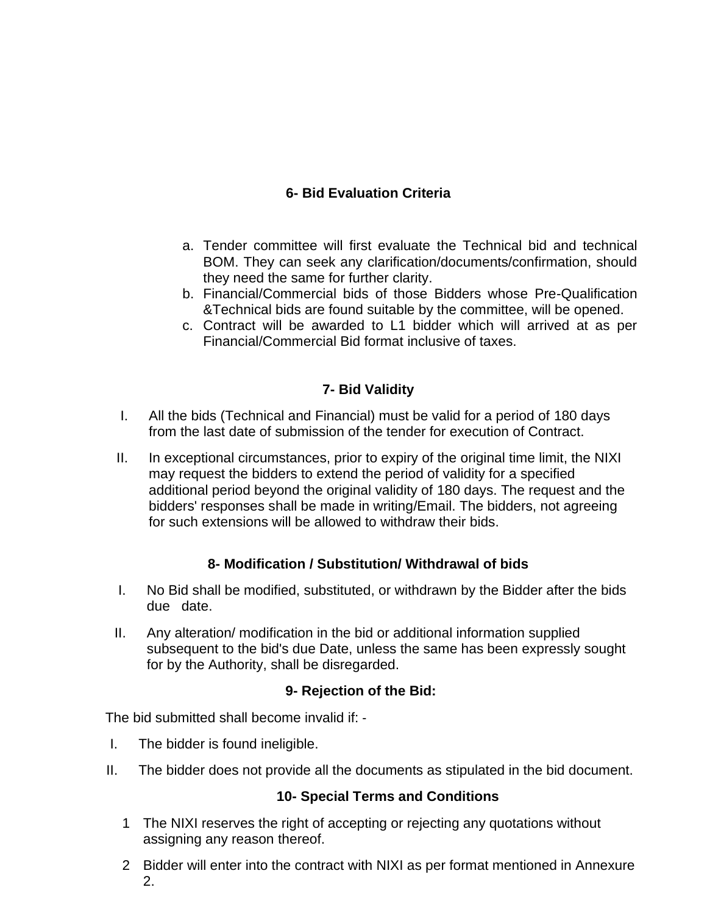## 6- Bid Evaluation Criteria

a. Tender committee will first evaluate the Technical bid and technical BOM. They can seek any clarification/documents/confirmation, should they need the same for further clarity.
b. Financial/Commercial bids of those Bidders whose Pre-Qualification &Technical bids are found suitable by the committee, will be opened.
c. Contract will be awarded to L1 bidder which will arrived at as per Financial/Commercial Bid format inclusive of taxes.

## 7- Bid Validity

I. All the bids (Technical and Financial) must be valid for a period of 180 days from the last date of submission of the tender for execution of Contract.

II. In exceptional circumstances, prior to expiry of the original time limit, the NIXI may request the bidders to extend the period of validity for a specified additional period beyond the original validity of 180 days. The request and the bidders' responses shall be made in writing/Email. The bidders, not agreeing for such extensions will be allowed to withdraw their bids.

## 8- Modification / Substitution/ Withdrawal of bids

I. No Bid shall be modified, substituted, or withdrawn by the Bidder after the bids due date.

II. Any alteration/ modification in the bid or additional information supplied subsequent to the bid's due Date, unless the same has been expressly sought for by the Authority, shall be disregarded.

## 9- Rejection of the Bid:

The bid submitted shall become invalid if: -

I. The bidder is found ineligible.

II. The bidder does not provide all the documents as stipulated in the bid document.

## 10- Special Terms and Conditions

1. The NIXI reserves the right of accepting or rejecting any quotations without assigning any reason thereof.

2. Bidder will enter into the contract with NIXI as per format mentioned in Annexure 2.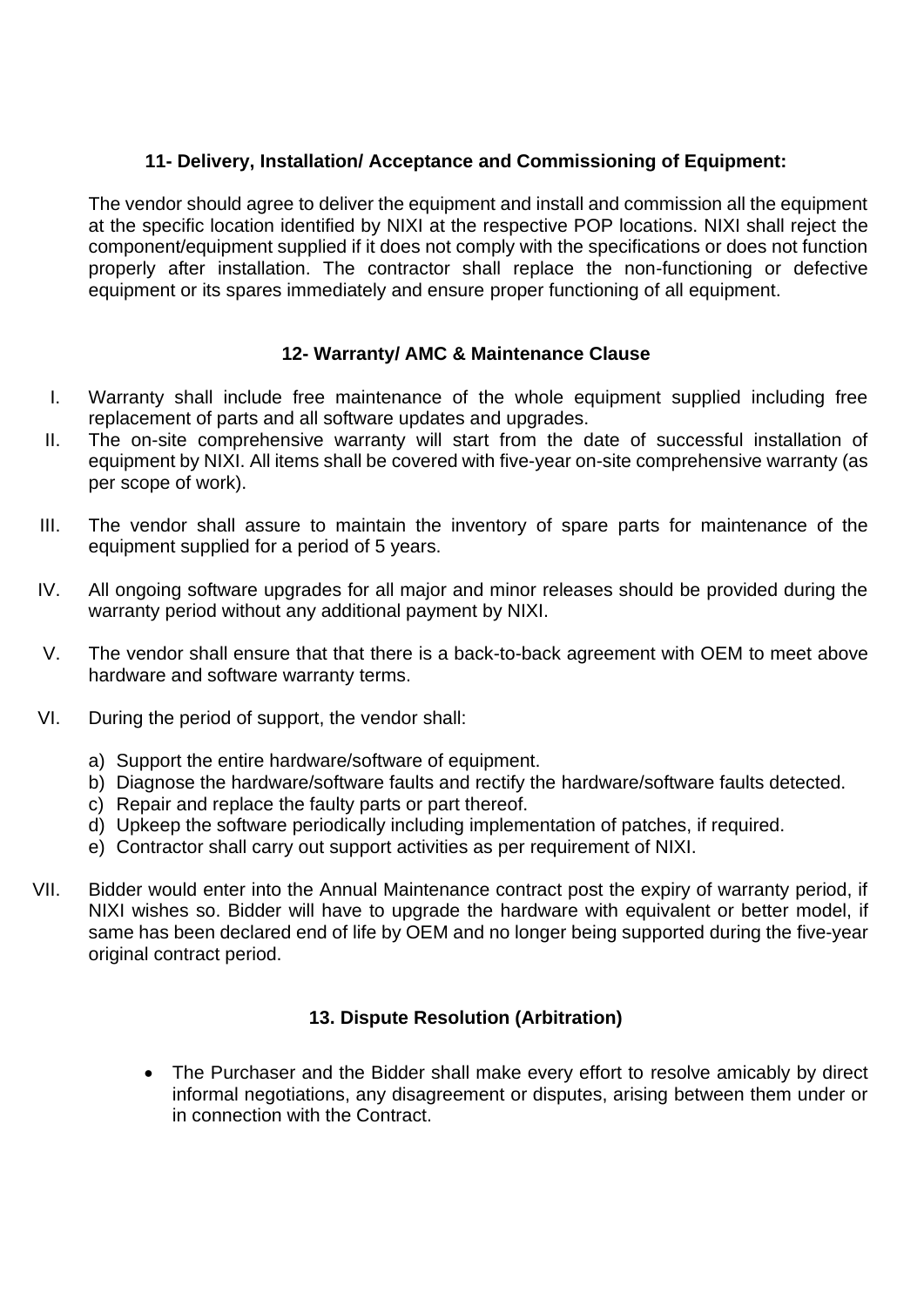### 11- Delivery, Installation/ Acceptance and Commissioning of Equipment:

The vendor should agree to deliver the equipment and install and commission all the equipment at the specific location identified by NIXI at the respective POP locations. NIXI shall reject the component/equipment supplied if it does not comply with the specifications or does not function properly after installation. The contractor shall replace the non-functioning or defective equipment or its spares immediately and ensure proper functioning of all equipment.

### 12- Warranty/ AMC & Maintenance Clause

I. Warranty shall include free maintenance of the whole equipment supplied including free replacement of parts and all software updates and upgrades.

II. The on-site comprehensive warranty will start from the date of successful installation of equipment by NIXI. All items shall be covered with five-year on-site comprehensive warranty (as per scope of work).

III. The vendor shall assure to maintain the inventory of spare parts for maintenance of the equipment supplied for a period of 5 years.

IV. All ongoing software upgrades for all major and minor releases should be provided during the warranty period without any additional payment by NIXI.

V. The vendor shall ensure that that there is a back-to-back agreement with OEM to meet above hardware and software warranty terms.

VI. During the period of support, the vendor shall:

   a) Support the entire hardware/software of equipment.
   b) Diagnose the hardware/software faults and rectify the hardware/software faults detected.
   c) Repair and replace the faulty parts or part thereof.
   d) Upkeep the software periodically including implementation of patches, if required.
   e) Contractor shall carry out support activities as per requirement of NIXI.

VII. Bidder would enter into the Annual Maintenance contract post the expiry of warranty period, if NIXI wishes so. Bidder will have to upgrade the hardware with equivalent or better model, if same has been declared end of life by OEM and no longer being supported during the five-year original contract period.

### 13. Dispute Resolution (Arbitration)

- The Purchaser and the Bidder shall make every effort to resolve amicably by direct informal negotiations, any disagreement or disputes, arising between them under or in connection with the Contract.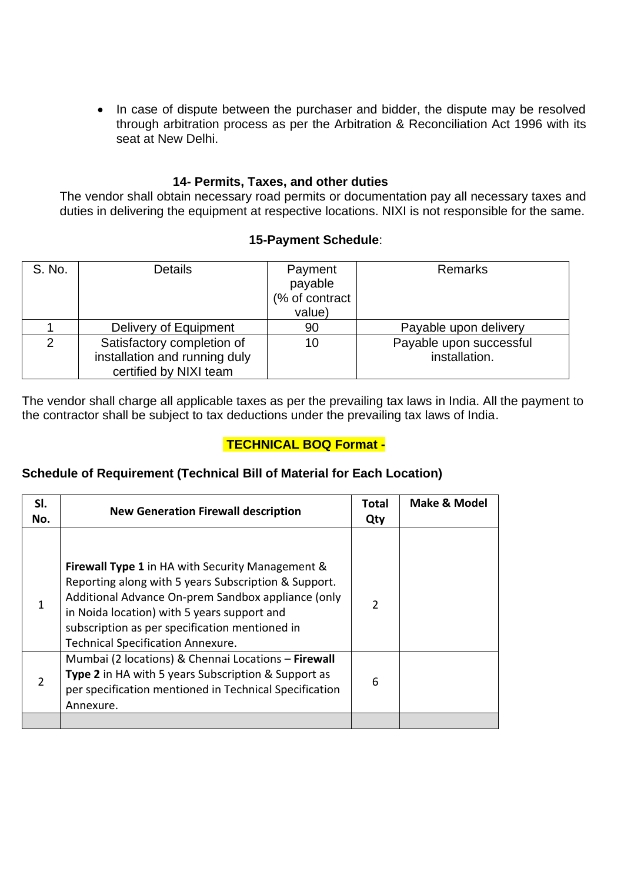- In case of dispute between the purchaser and bidder, the dispute may be resolved through arbitration process as per the Arbitration & Reconciliation Act 1996 with its seat at New Delhi.

### 14- Permits, Taxes, and other duties

The vendor shall obtain necessary road permits or documentation pay all necessary taxes and duties in delivering the equipment at respective locations. NIXI is not responsible for the same.

### 15-Payment Schedule:

| S. No. | Details | Payment payable (% of contract value) | Remarks |
|---|---|---|---|
| 1 | Delivery of Equipment | 90 | Payable upon delivery |
| 2 | Satisfactory completion of installation and running duly certified by NIXI team | 10 | Payable upon successful installation. |

The vendor shall charge all applicable taxes as per the prevailing tax laws in India. All the payment to the contractor shall be subject to tax deductions under the prevailing tax laws of India.

**TECHNICAL BOQ Format -**

**Schedule of Requirement (Technical Bill of Material for Each Location)**

| Sl. No. | New Generation Firewall description | Total Qty | Make & Model |
|---|---|---|---|
| 1 | **Firewall Type 1** in HA with Security Management & Reporting along with 5 years Subscription & Support. Additional Advance On-prem Sandbox appliance (only in Noida location) with 5 years support and subscription as per specification mentioned in Technical Specification Annexure. | 2 | |
| 2 | Mumbai (2 locations) & Chennai Locations – **Firewall Type 2** in HA with 5 years Subscription & Support as per specification mentioned in Technical Specification Annexure. | 6 | |
| | | | |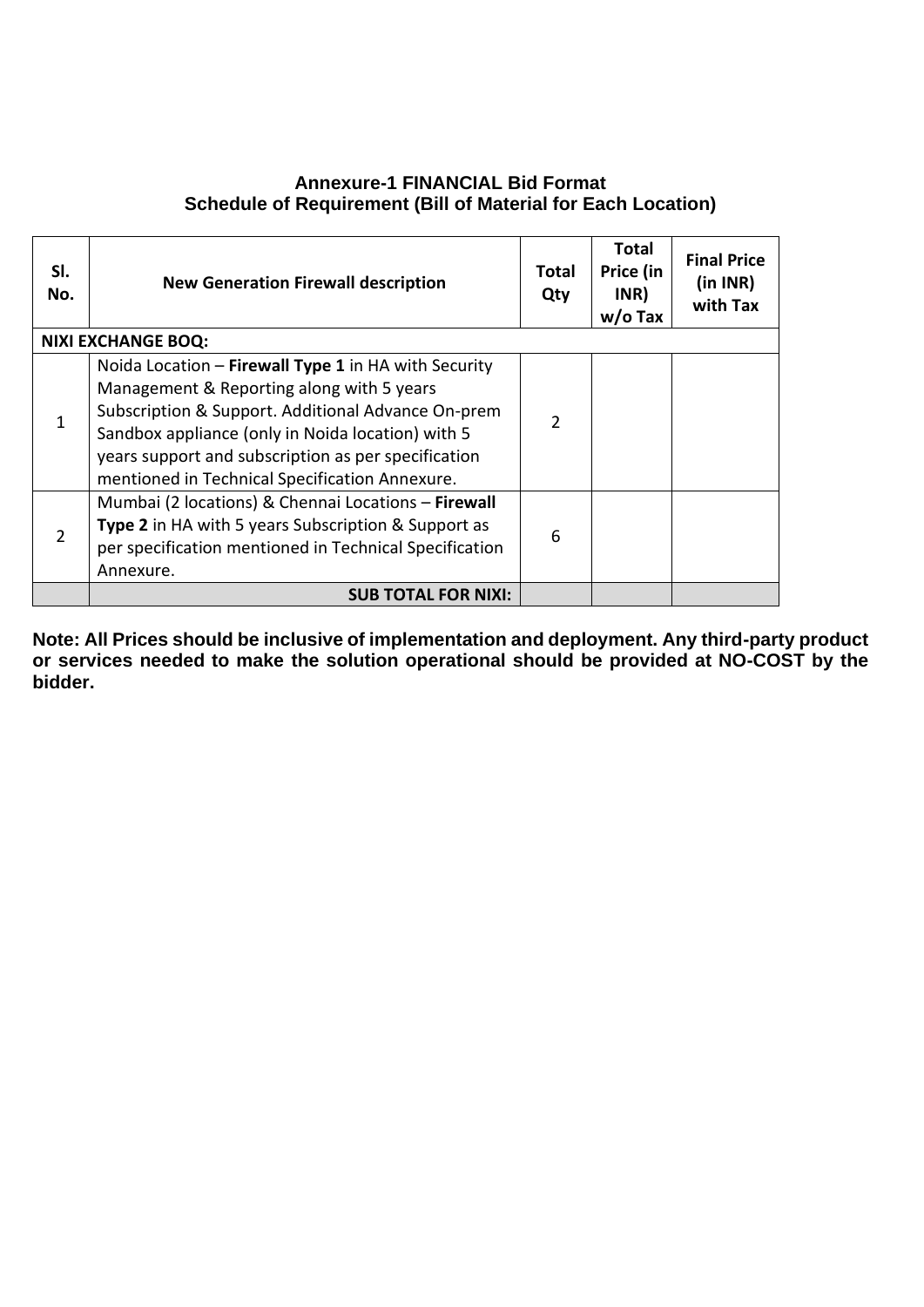## Annexure-1 FINANCIAL Bid Format
## Schedule of Requirement (Bill of Material for Each Location)

| Sl. No. | New Generation Firewall description | Total Qty | Total Price (in INR) w/o Tax | Final Price (in INR) with Tax |
|---|---|---|---|---|
| **NIXI EXCHANGE BOQ:** | | | | |
| 1 | Noida Location – **Firewall Type 1** in HA with Security Management & Reporting along with 5 years Subscription & Support. Additional Advance On-prem Sandbox appliance (only in Noida location) with 5 years support and subscription as per specification mentioned in Technical Specification Annexure. | 2 | | |
| 2 | Mumbai (2 locations) & Chennai Locations – **Firewall Type 2** in HA with 5 years Subscription & Support as per specification mentioned in Technical Specification Annexure. | 6 | | |
| | **SUB TOTAL FOR NIXI:** | | | |

**Note: All Prices should be inclusive of implementation and deployment. Any third-party product or services needed to make the solution operational should be provided at NO-COST by the bidder.**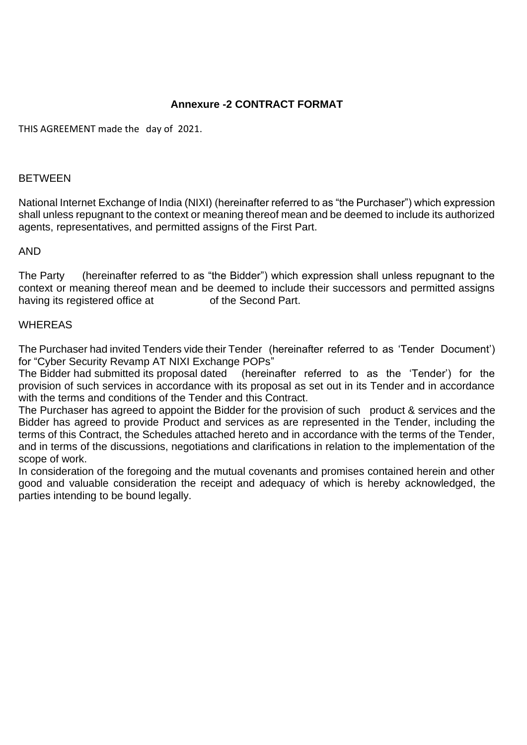## Annexure -2 CONTRACT FORMAT

THIS AGREEMENT made the day of 2021.

BETWEEN

National Internet Exchange of India (NIXI) (hereinafter referred to as "the Purchaser") which expression shall unless repugnant to the context or meaning thereof mean and be deemed to include its authorized agents, representatives, and permitted assigns of the First Part.

AND

The Party (hereinafter referred to as "the Bidder") which expression shall unless repugnant to the context or meaning thereof mean and be deemed to include their successors and permitted assigns having its registered office at of the Second Part.

WHEREAS

The Purchaser had invited Tenders vide their Tender (hereinafter referred to as 'Tender Document') for "Cyber Security Revamp AT NIXI Exchange POPs"

The Bidder had submitted its proposal dated (hereinafter referred to as the 'Tender') for the provision of such services in accordance with its proposal as set out in its Tender and in accordance with the terms and conditions of the Tender and this Contract.

The Purchaser has agreed to appoint the Bidder for the provision of such product & services and the Bidder has agreed to provide Product and services as are represented in the Tender, including the terms of this Contract, the Schedules attached hereto and in accordance with the terms of the Tender, and in terms of the discussions, negotiations and clarifications in relation to the implementation of the scope of work.

In consideration of the foregoing and the mutual covenants and promises contained herein and other good and valuable consideration the receipt and adequacy of which is hereby acknowledged, the parties intending to be bound legally.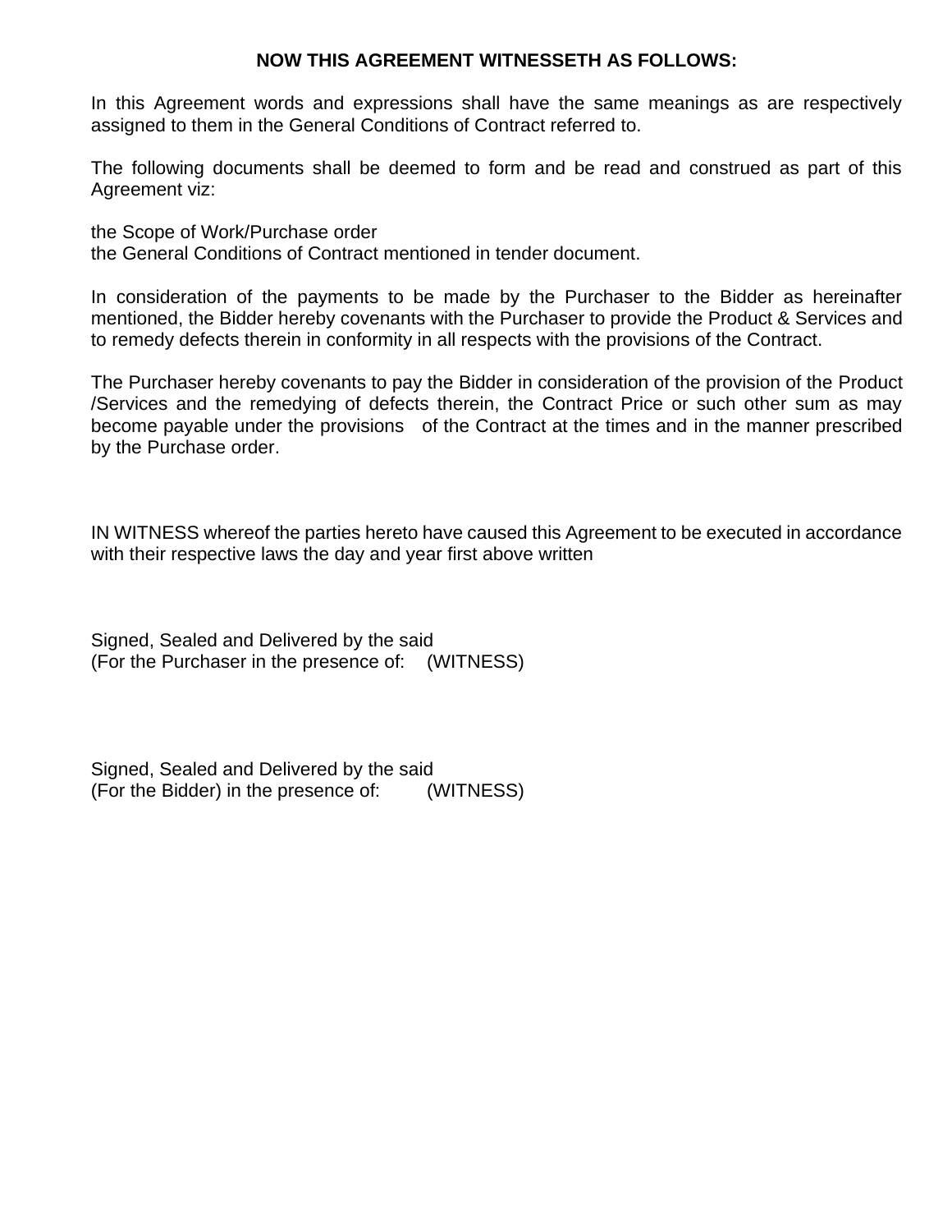**NOW THIS AGREEMENT WITNESSETH AS FOLLOWS:**

In this Agreement words and expressions shall have the same meanings as are respectively assigned to them in the General Conditions of Contract referred to.

The following documents shall be deemed to form and be read and construed as part of this Agreement viz:

the Scope of Work/Purchase order
the General Conditions of Contract mentioned in tender document.

In consideration of the payments to be made by the Purchaser to the Bidder as hereinafter mentioned, the Bidder hereby covenants with the Purchaser to provide the Product & Services and to remedy defects therein in conformity in all respects with the provisions of the Contract.

The Purchaser hereby covenants to pay the Bidder in consideration of the provision of the Product /Services and the remedying of defects therein, the Contract Price or such other sum as may become payable under the provisions of the Contract at the times and in the manner prescribed by the Purchase order.

IN WITNESS whereof the parties hereto have caused this Agreement to be executed in accordance with their respective laws the day and year first above written

Signed, Sealed and Delivered by the said
(For the Purchaser in the presence of: (WITNESS)

Signed, Sealed and Delivered by the said
(For the Bidder) in the presence of: (WITNESS)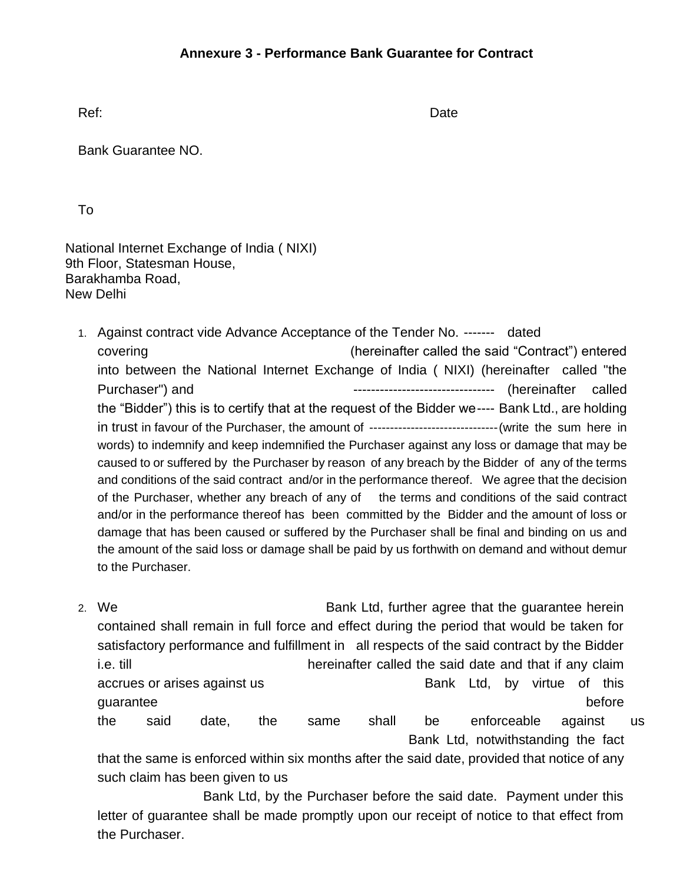# Annexure 3 - Performance Bank Guarantee for Contract

Ref: Date

Bank Guarantee NO.

To

National Internet Exchange of India ( NIXI)
9th Floor, Statesman House,
Barakhamba Road,
New Delhi

1. Against contract vide Advance Acceptance of the Tender No. ------- dated covering (hereinafter called the said "Contract") entered into between the National Internet Exchange of India ( NIXI) (hereinafter called "the Purchaser") and -------------------------------- (hereinafter called the "Bidder") this is to certify that at the request of the Bidder we ---- Bank Ltd., are holding in trust in favour of the Purchaser, the amount of ------------------------------- (write the sum here in words) to indemnify and keep indemnified the Purchaser against any loss or damage that may be caused to or suffered by the Purchaser by reason of any breach by the Bidder of any of the terms and conditions of the said contract and/or in the performance thereof. We agree that the decision of the Purchaser, whether any breach of any of the terms and conditions of the said contract and/or in the performance thereof has been committed by the Bidder and the amount of loss or damage that has been caused or suffered by the Purchaser shall be final and binding on us and the amount of the said loss or damage shall be paid by us forthwith on demand and without demur to the Purchaser.

2. We Bank Ltd, further agree that the guarantee herein contained shall remain in full force and effect during the period that would be taken for satisfactory performance and fulfillment in all respects of the said contract by the Bidder i.e. till hereinafter called the said date and that if any claim accrues or arises against us Bank Ltd, by virtue of this guarantee before the said date, the same shall be enforceable against us Bank Ltd, notwithstanding the fact that the same is enforced within six months after the said date, provided that notice of any such claim has been given to us Bank Ltd, by the Purchaser before the said date. Payment under this letter of guarantee shall be made promptly upon our receipt of notice to that effect from the Purchaser.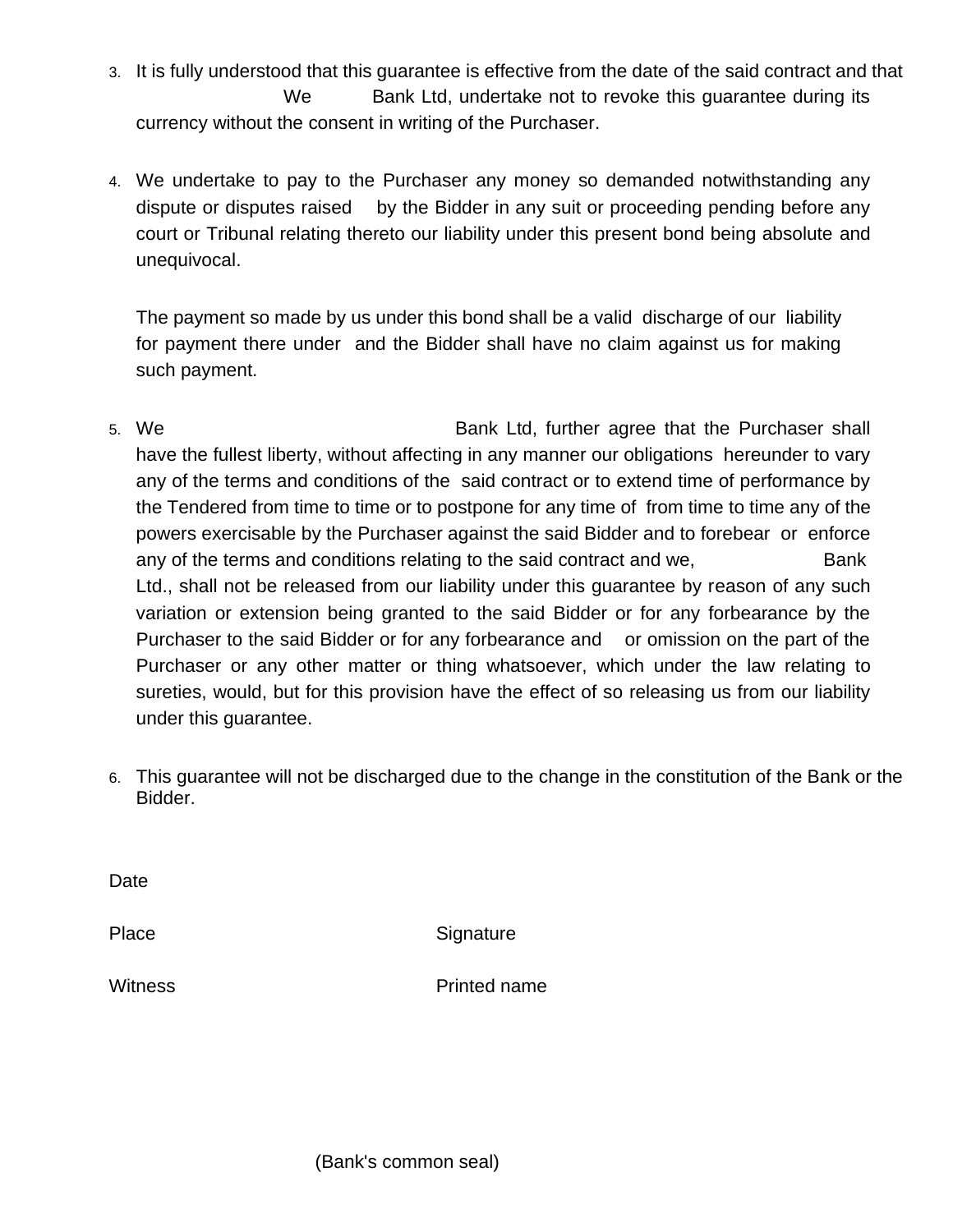3. It is fully understood that this guarantee is effective from the date of the said contract and that We Bank Ltd, undertake not to revoke this guarantee during its currency without the consent in writing of the Purchaser.

4. We undertake to pay to the Purchaser any money so demanded notwithstanding any dispute or disputes raised by the Bidder in any suit or proceeding pending before any court or Tribunal relating thereto our liability under this present bond being absolute and unequivocal.

   The payment so made by us under this bond shall be a valid discharge of our liability for payment there under and the Bidder shall have no claim against us for making such payment.

5. We Bank Ltd, further agree that the Purchaser shall have the fullest liberty, without affecting in any manner our obligations hereunder to vary any of the terms and conditions of the said contract or to extend time of performance by the Tendered from time to time or to postpone for any time of from time to time any of the powers exercisable by the Purchaser against the said Bidder and to forebear or enforce any of the terms and conditions relating to the said contract and we, Bank Ltd., shall not be released from our liability under this guarantee by reason of any such variation or extension being granted to the said Bidder or for any forbearance by the Purchaser to the said Bidder or for any forbearance and or omission on the part of the Purchaser or any other matter or thing whatsoever, which under the law relating to sureties, would, but for this provision have the effect of so releasing us from our liability under this guarantee.

6. This guarantee will not be discharged due to the change in the constitution of the Bank or the Bidder.

Date

Place Signature

Witness Printed name

(Bank's common seal)